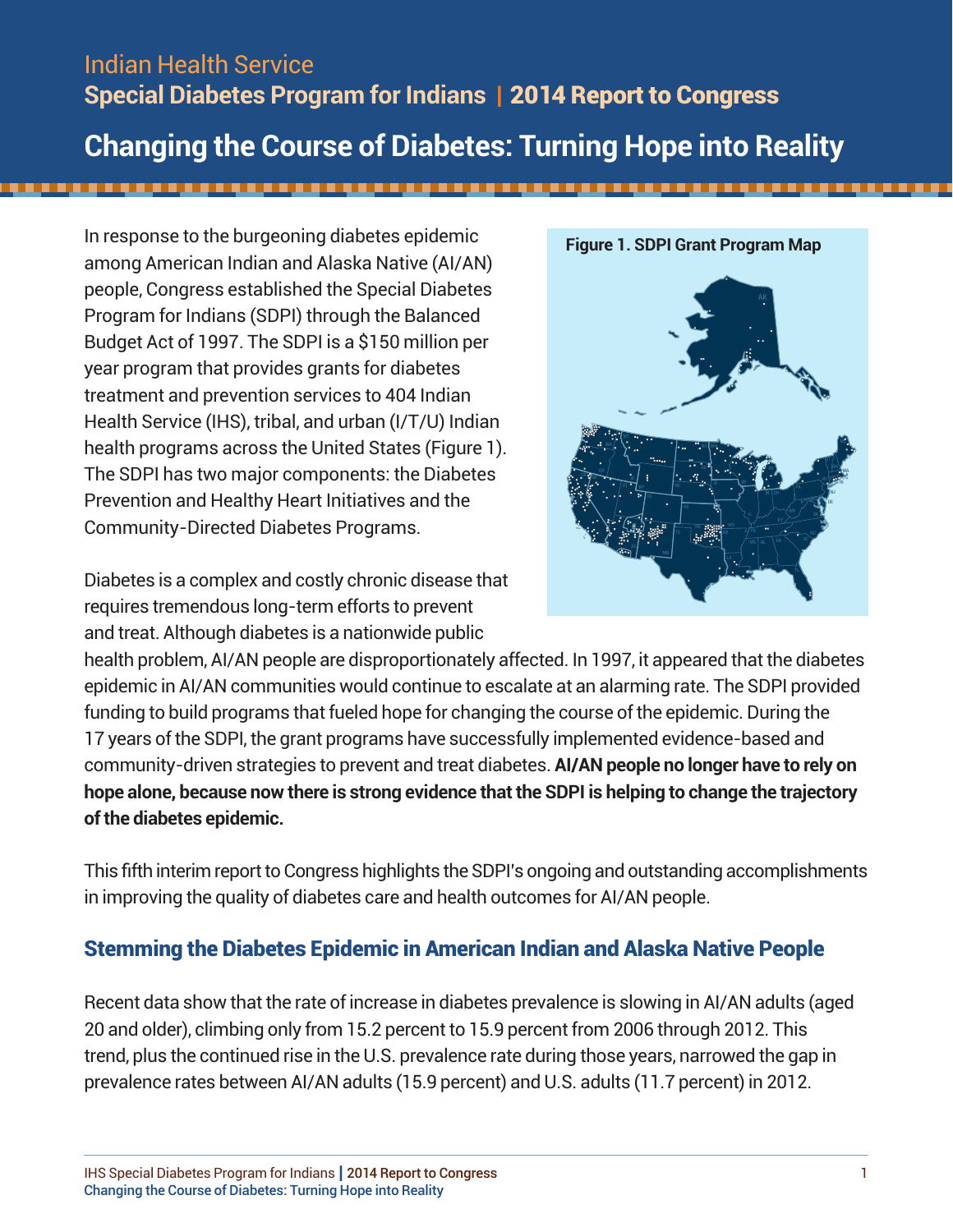Indian Health Service

**Special Diabetes Program for Indians | 2014 Report to Congress**

# Changing the Course of Diabetes: Turning Hope into Reality

In response to the burgeoning diabetes epidemic among American Indian and Alaska Native (AI/AN) people, Congress established the Special Diabetes Program for Indians (SDPI) through the Balanced Budget Act of 1997. The SDPI is a $150 million per year program that provides grants for diabetes treatment and prevention services to 404 Indian Health Service (IHS), tribal, and urban (I/T/U) Indian health programs across the United States (Figure 1). The SDPI has two major components: the Diabetes Prevention and Healthy Heart Initiatives and the Community-Directed Diabetes Programs.

**Figure 1. SDPI Grant Program Map**

Diabetes is a complex and costly chronic disease that requires tremendous long-term efforts to prevent and treat. Although diabetes is a nationwide public health problem, AI/AN people are disproportionately affected. In 1997, it appeared that the diabetes epidemic in AI/AN communities would continue to escalate at an alarming rate. The SDPI provided funding to build programs that fueled hope for changing the course of the epidemic. During the 17 years of the SDPI, the grant programs have successfully implemented evidence-based and community-driven strategies to prevent and treat diabetes. **AI/AN people no longer have to rely on hope alone, because now there is strong evidence that the SDPI is helping to change the trajectory of the diabetes epidemic.**

This fifth interim report to Congress highlights the SDPI's ongoing and outstanding accomplishments in improving the quality of diabetes care and health outcomes for AI/AN people.

## Stemming the Diabetes Epidemic in American Indian and Alaska Native People

Recent data show that the rate of increase in diabetes prevalence is slowing in AI/AN adults (aged 20 and older), climbing only from 15.2 percent to 15.9 percent from 2006 through 2012. This trend, plus the continued rise in the U.S. prevalence rate during those years, narrowed the gap in prevalence rates between AI/AN adults (15.9 percent) and U.S. adults (11.7 percent) in 2012.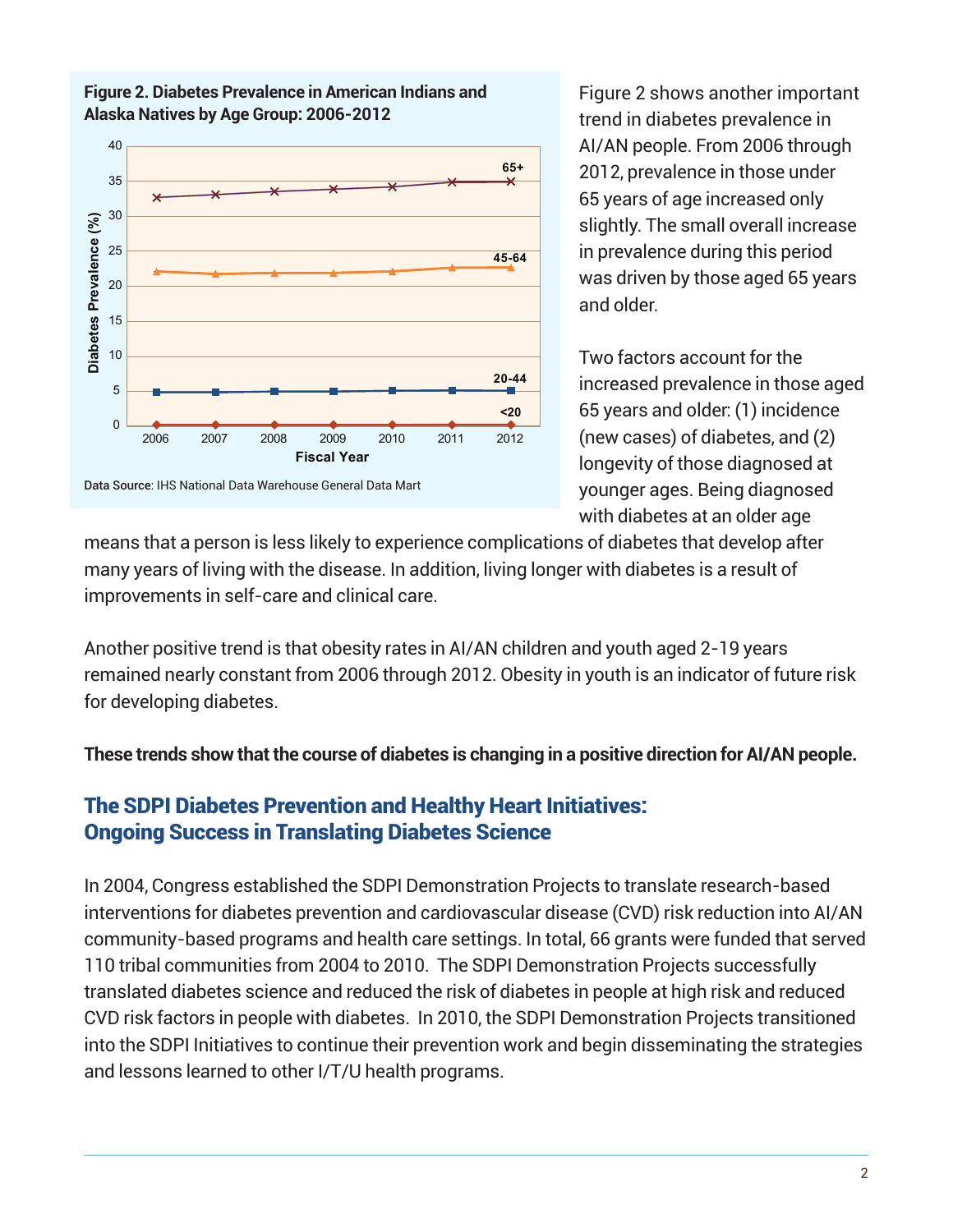**Figure 2. Diabetes Prevalence in American Indians and Alaska Natives by Age Group: 2006-2012**

Data Source: IHS National Data Warehouse General Data Mart

Figure 2 shows another important trend in diabetes prevalence in AI/AN people. From 2006 through 2012, prevalence in those under 65 years of age increased only slightly. The small overall increase in prevalence during this period was driven by those aged 65 years and older.

Two factors account for the increased prevalence in those aged 65 years and older: (1) incidence (new cases) of diabetes, and (2) longevity of those diagnosed at younger ages. Being diagnosed with diabetes at an older age means that a person is less likely to experience complications of diabetes that develop after many years of living with the disease. In addition, living longer with diabetes is a result of improvements in self-care and clinical care.

Another positive trend is that obesity rates in AI/AN children and youth aged 2-19 years remained nearly constant from 2006 through 2012. Obesity in youth is an indicator of future risk for developing diabetes.

**These trends show that the course of diabetes is changing in a positive direction for AI/AN people.**

## The SDPI Diabetes Prevention and Healthy Heart Initiatives: Ongoing Success in Translating Diabetes Science

In 2004, Congress established the SDPI Demonstration Projects to translate research-based interventions for diabetes prevention and cardiovascular disease (CVD) risk reduction into AI/AN community-based programs and health care settings. In total, 66 grants were funded that served 110 tribal communities from 2004 to 2010. The SDPI Demonstration Projects successfully translated diabetes science and reduced the risk of diabetes in people at high risk and reduced CVD risk factors in people with diabetes. In 2010, the SDPI Demonstration Projects transitioned into the SDPI Initiatives to continue their prevention work and begin disseminating the strategies and lessons learned to other I/T/U health programs.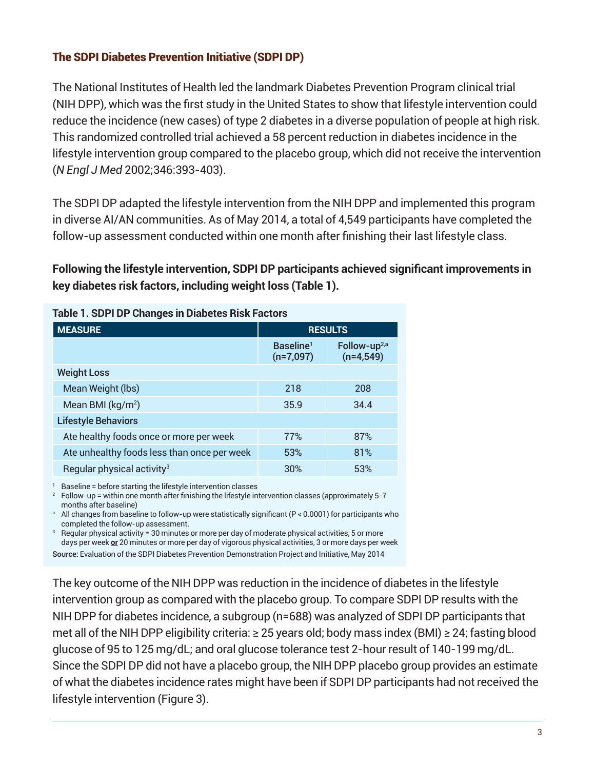## The SDPI Diabetes Prevention Initiative (SDPI DP)

The National Institutes of Health led the landmark Diabetes Prevention Program clinical trial (NIH DPP), which was the first study in the United States to show that lifestyle intervention could reduce the incidence (new cases) of type 2 diabetes in a diverse population of people at high risk. This randomized controlled trial achieved a 58 percent reduction in diabetes incidence in the lifestyle intervention group compared to the placebo group, which did not receive the intervention (*N Engl J Med* 2002;346:393-403).

The SDPI DP adapted the lifestyle intervention from the NIH DPP and implemented this program in diverse AI/AN communities. As of May 2014, a total of 4,549 participants have completed the follow-up assessment conducted within one month after finishing their last lifestyle class.

**Following the lifestyle intervention, SDPI DP participants achieved significant improvements in key diabetes risk factors, including weight loss (Table 1).**

**Table 1. SDPI DP Changes in Diabetes Risk Factors**

| MEASURE | RESULTS | |
|---|---|---|
| | Baseline[1] (n=7,097) | Follow-up[2,a] (n=4,549) |
| **Weight Loss** | | |
| Mean Weight (lbs) | 218 | 208 |
| Mean BMI (kg/m$^2$) | 35.9 | 34.4 |
| **Lifestyle Behaviors** | | |
| Ate healthy foods once or more per week | 77% | 87% |
| Ate unhealthy foods less than once per week | 53% | 81% |
| Regular physical activity[3] | 30% | 53% |

[1] Baseline = before starting the lifestyle intervention classes
[2] Follow-up = within one month after finishing the lifestyle intervention classes (approximately 5-7 months after baseline)
[a] All changes from baseline to follow-up were statistically significant ($P < 0.0001$) for participants who completed the follow-up assessment.
[3] Regular physical activity = 30 minutes or more per day of moderate physical activities, 5 or more days per week **or** 20 minutes or more per day of vigorous physical activities, 3 or more days per week
**Source:** Evaluation of the SDPI Diabetes Prevention Demonstration Project and Initiative, May 2014

The key outcome of the NIH DPP was reduction in the incidence of diabetes in the lifestyle intervention group as compared with the placebo group. To compare SDPI DP results with the NIH DPP for diabetes incidence, a subgroup (n=688) was analyzed of SDPI DP participants that met all of the NIH DPP eligibility criteria: ≥ 25 years old; body mass index (BMI) ≥ 24; fasting blood glucose of 95 to 125 mg/dL; and oral glucose tolerance test 2-hour result of 140-199 mg/dL. Since the SDPI DP did not have a placebo group, the NIH DPP placebo group provides an estimate of what the diabetes incidence rates might have been if SDPI DP participants had not received the lifestyle intervention (Figure 3).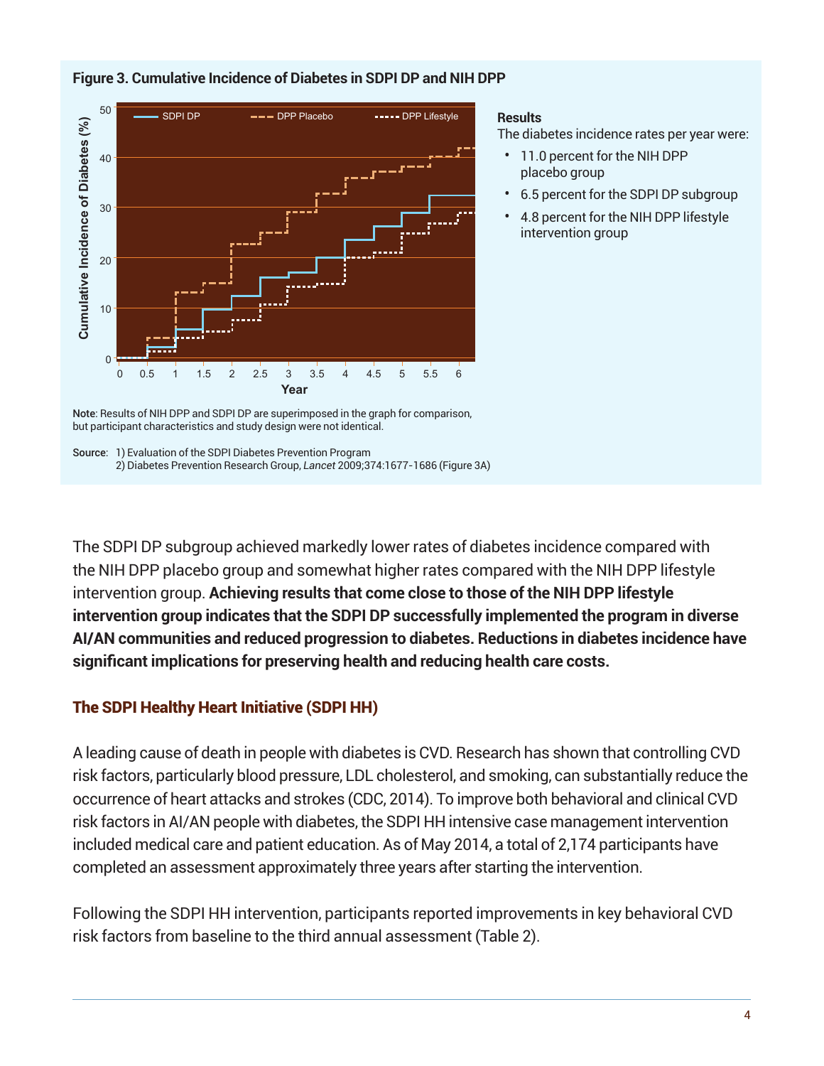**Figure 3. Cumulative Incidence of Diabetes in SDPI DP and NIH DPP**

**Results**

The diabetes incidence rates per year were:

- 11.0 percent for the NIH DPP placebo group
- 6.5 percent for the SDPI DP subgroup
- 4.8 percent for the NIH DPP lifestyle intervention group

**Note**: Results of NIH DPP and SDPI DP are superimposed in the graph for comparison, but participant characteristics and study design were not identical.

Source: 1) Evaluation of the SDPI Diabetes Prevention Program
2) Diabetes Prevention Research Group, *Lancet* 2009;374:1677-1686 (Figure 3A)

The SDPI DP subgroup achieved markedly lower rates of diabetes incidence compared with the NIH DPP placebo group and somewhat higher rates compared with the NIH DPP lifestyle intervention group. **Achieving results that come close to those of the NIH DPP lifestyle intervention group indicates that the SDPI DP successfully implemented the program in diverse AI/AN communities and reduced progression to diabetes. Reductions in diabetes incidence have significant implications for preserving health and reducing health care costs.**

## The SDPI Healthy Heart Initiative (SDPI HH)

A leading cause of death in people with diabetes is CVD. Research has shown that controlling CVD risk factors, particularly blood pressure, LDL cholesterol, and smoking, can substantially reduce the occurrence of heart attacks and strokes (CDC, 2014). To improve both behavioral and clinical CVD risk factors in AI/AN people with diabetes, the SDPI HH intensive case management intervention included medical care and patient education. As of May 2014, a total of 2,174 participants have completed an assessment approximately three years after starting the intervention.

Following the SDPI HH intervention, participants reported improvements in key behavioral CVD risk factors from baseline to the third annual assessment (Table 2).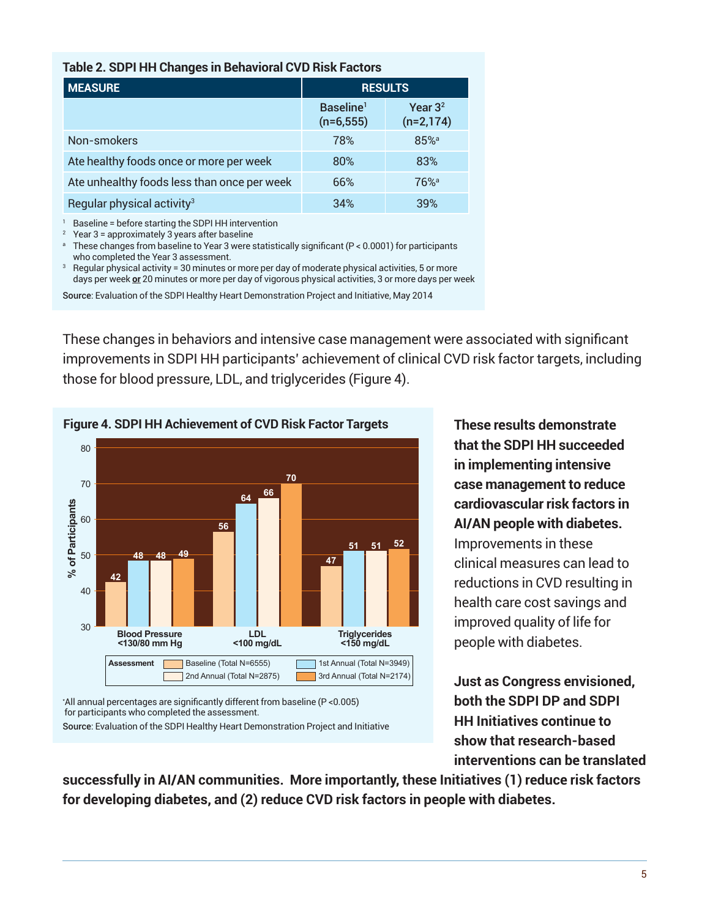**Table 2. SDPI HH Changes in Behavioral CVD Risk Factors**

| MEASURE | RESULTS | |
|---|---|---|
| | Baseline[1] (n=6,555) | Year 3[2] (n=2,174) |
| Non-smokers | 78% | 85%[a] |
| Ate healthy foods once or more per week | 80% | 83% |
| Ate unhealthy foods less than once per week | 66% | 76%[a] |
| Regular physical activity[3] | 34% | 39% |

[1] Baseline = before starting the SDPI HH intervention
[2] Year 3 = approximately 3 years after baseline
[a] These changes from baseline to Year 3 were statistically significant ($P < 0.0001$) for participants who completed the Year 3 assessment.
[3] Regular physical activity = 30 minutes or more per day of moderate physical activities, 5 or more days per week **or** 20 minutes or more per day of vigorous physical activities, 3 or more days per week

**Source**: Evaluation of the SDPI Healthy Heart Demonstration Project and Initiative, May 2014

These changes in behaviors and intensive case management were associated with significant improvements in SDPI HH participants' achievement of clinical CVD risk factor targets, including those for blood pressure, LDL, and triglycerides (Figure 4).

**Figure 4. SDPI HH Achievement of CVD Risk Factor Targets**

| Assessment | Blood Pressure <130/80 mm Hg | LDL <100 mg/dL | Triglycerides <150 mg/dL |
|---|---|---|---|
| Baseline (Total N=6555) | 42 | 56 | 47 |
| 1st Annual (Total N=3949) | 48 | 64 | 51 |
| 2nd Annual (Total N=2875) | 48 | 66 | 51 |
| 3rd Annual (Total N=2174) | 49 | 70 | 52 |

(% of Participants)

*All annual percentages are significantly different from baseline ($P < 0.005$) for participants who completed the assessment.

**Source**: Evaluation of the SDPI Healthy Heart Demonstration Project and Initiative

**These results demonstrate that the SDPI HH succeeded in implementing intensive case management to reduce cardiovascular risk factors in AI/AN people with diabetes.** Improvements in these clinical measures can lead to reductions in CVD resulting in health care cost savings and improved quality of life for people with diabetes.

**Just as Congress envisioned, both the SDPI DP and SDPI HH Initiatives continue to show that research-based interventions can be translated successfully in AI/AN communities. More importantly, these Initiatives (1) reduce risk factors for developing diabetes, and (2) reduce CVD risk factors in people with diabetes.**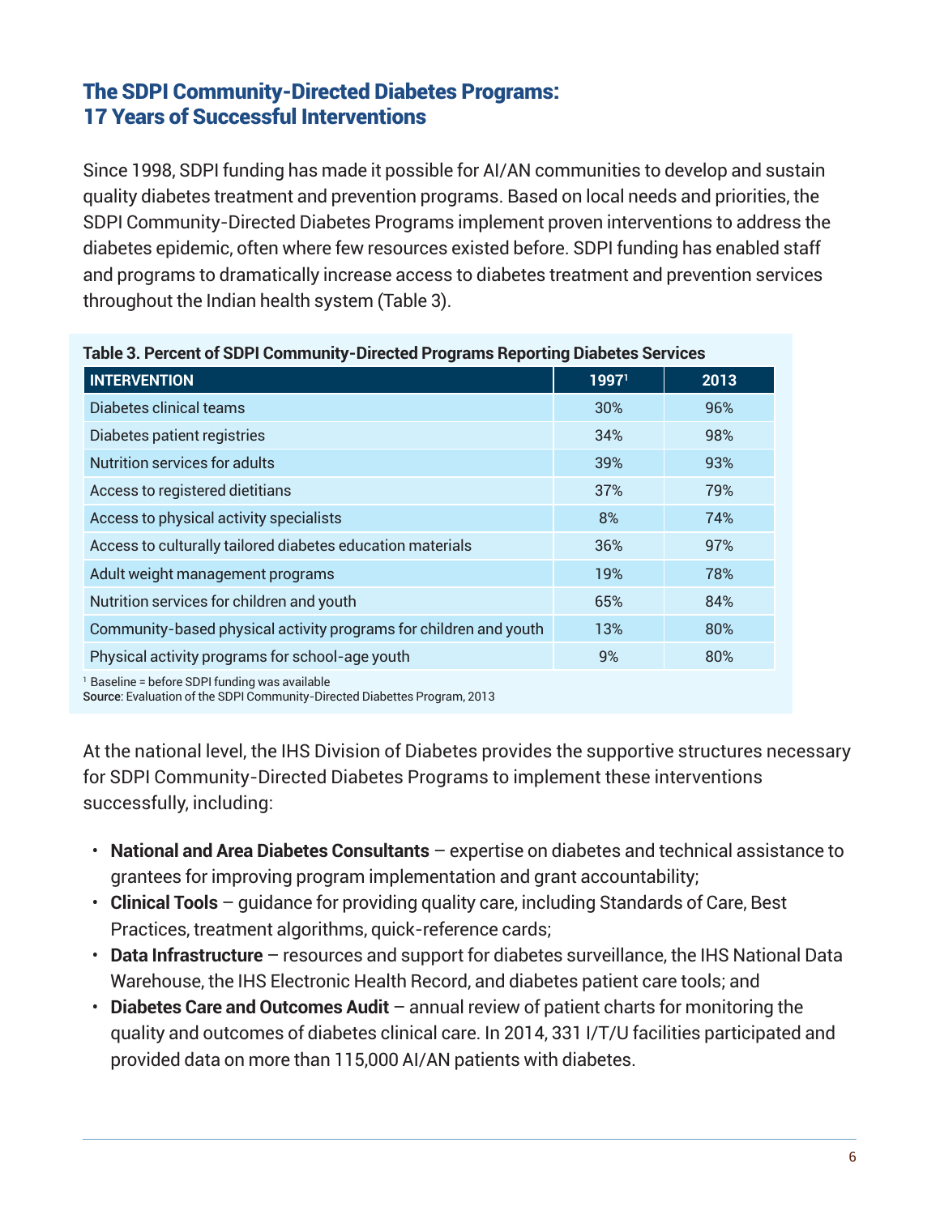## The SDPI Community-Directed Diabetes Programs: 17 Years of Successful Interventions

Since 1998, SDPI funding has made it possible for AI/AN communities to develop and sustain quality diabetes treatment and prevention programs. Based on local needs and priorities, the SDPI Community-Directed Diabetes Programs implement proven interventions to address the diabetes epidemic, often where few resources existed before. SDPI funding has enabled staff and programs to dramatically increase access to diabetes treatment and prevention services throughout the Indian health system (Table 3).

**Table 3. Percent of SDPI Community-Directed Programs Reporting Diabetes Services**

| INTERVENTION | 1997[1] | 2013 |
|---|---|---|
| Diabetes clinical teams | 30% | 96% |
| Diabetes patient registries | 34% | 98% |
| Nutrition services for adults | 39% | 93% |
| Access to registered dietitians | 37% | 79% |
| Access to physical activity specialists | 8% | 74% |
| Access to culturally tailored diabetes education materials | 36% | 97% |
| Adult weight management programs | 19% | 78% |
| Nutrition services for children and youth | 65% | 84% |
| Community-based physical activity programs for children and youth | 13% | 80% |
| Physical activity programs for school-age youth | 9% | 80% |

[1] Baseline = before SDPI funding was available
**Source**: Evaluation of the SDPI Community-Directed Diabettes Program, 2013

At the national level, the IHS Division of Diabetes provides the supportive structures necessary for SDPI Community-Directed Diabetes Programs to implement these interventions successfully, including:

- **National and Area Diabetes Consultants** – expertise on diabetes and technical assistance to grantees for improving program implementation and grant accountability;
- **Clinical Tools** – guidance for providing quality care, including Standards of Care, Best Practices, treatment algorithms, quick-reference cards;
- **Data Infrastructure** – resources and support for diabetes surveillance, the IHS National Data Warehouse, the IHS Electronic Health Record, and diabetes patient care tools; and
- **Diabetes Care and Outcomes Audit** – annual review of patient charts for monitoring the quality and outcomes of diabetes clinical care. In 2014, 331 I/T/U facilities participated and provided data on more than 115,000 AI/AN patients with diabetes.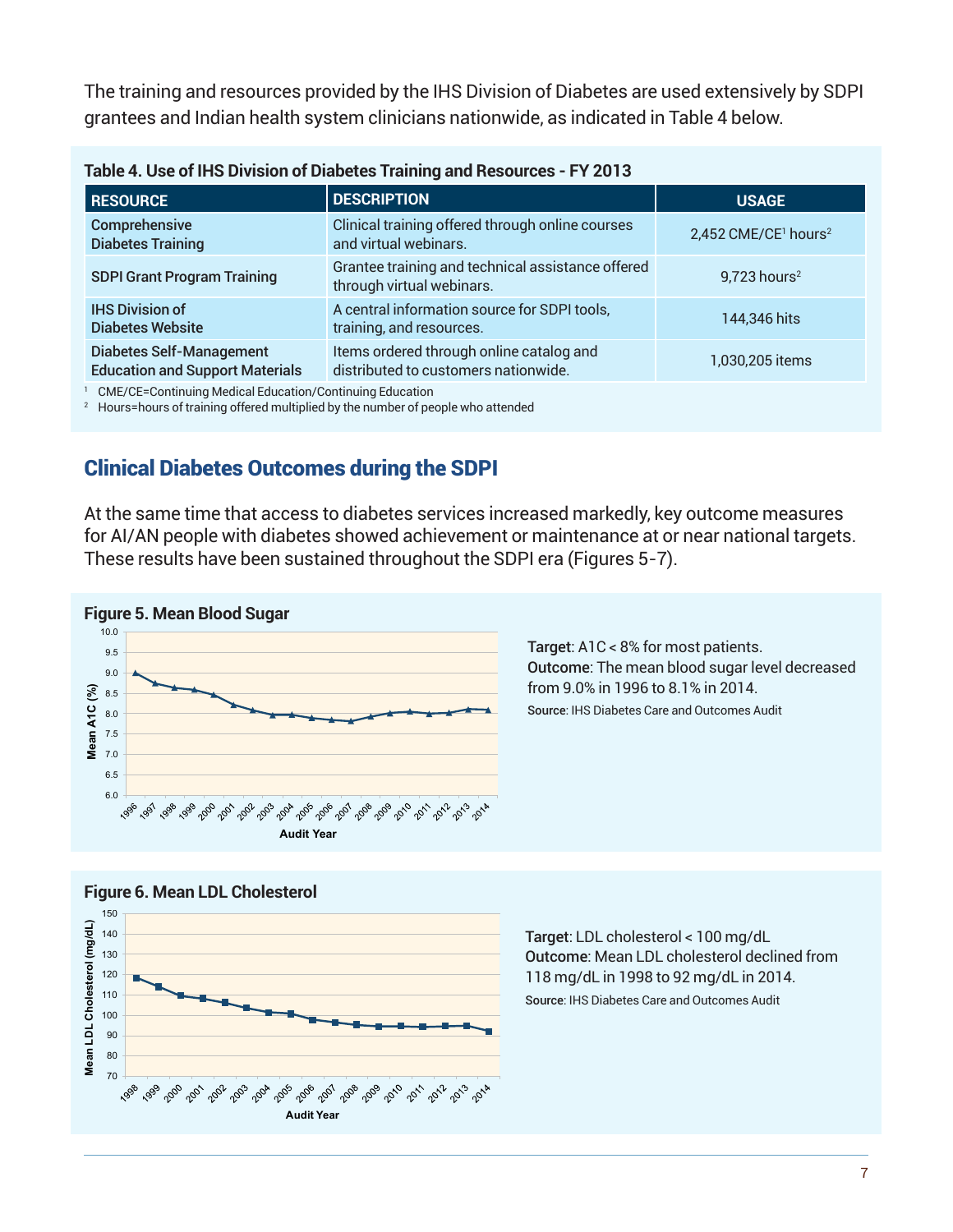The training and resources provided by the IHS Division of Diabetes are used extensively by SDPI grantees and Indian health system clinicians nationwide, as indicated in Table 4 below.

**Table 4. Use of IHS Division of Diabetes Training and Resources - FY 2013**

| RESOURCE | DESCRIPTION | USAGE |
|---|---|---|
| Comprehensive Diabetes Training | Clinical training offered through online courses and virtual webinars. | 2,452 CME/CE[1] hours[2] |
| SDPI Grant Program Training | Grantee training and technical assistance offered through virtual webinars. | 9,723 hours[2] |
| IHS Division of Diabetes Website | A central information source for SDPI tools, training, and resources. | 144,346 hits |
| Diabetes Self-Management Education and Support Materials | Items ordered through online catalog and distributed to customers nationwide. | 1,030,205 items |

[1] CME/CE=Continuing Medical Education/Continuing Education

[2] Hours=hours of training offered multiplied by the number of people who attended

## Clinical Diabetes Outcomes during the SDPI

At the same time that access to diabetes services increased markedly, key outcome measures for AI/AN people with diabetes showed achievement or maintenance at or near national targets. These results have been sustained throughout the SDPI era (Figures 5-7).

**Figure 5. Mean Blood Sugar**

**Target**: A1C < 8% for most patients.

**Outcome**: The mean blood sugar level decreased from 9.0% in 1996 to 8.1% in 2014.

**Source**: IHS Diabetes Care and Outcomes Audit

**Figure 6. Mean LDL Cholesterol**

**Target**: LDL cholesterol < 100 mg/dL

**Outcome**: Mean LDL cholesterol declined from 118 mg/dL in 1998 to 92 mg/dL in 2014.

**Source**: IHS Diabetes Care and Outcomes Audit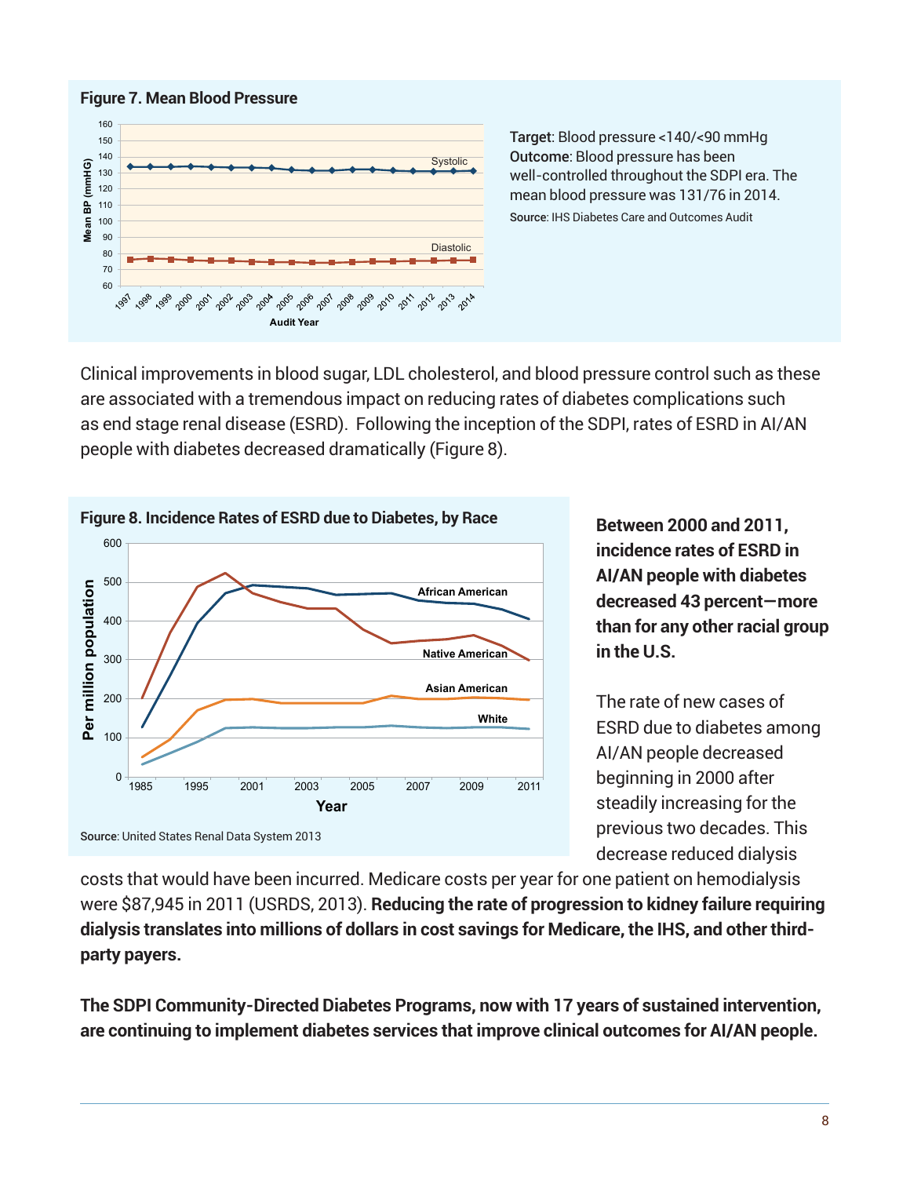**Figure 7. Mean Blood Pressure**

**Target**: Blood pressure <140/<90 mmHg
**Outcome**: Blood pressure has been well-controlled throughout the SDPI era. The mean blood pressure was 131/76 in 2014.
**Source**: IHS Diabetes Care and Outcomes Audit

Clinical improvements in blood sugar, LDL cholesterol, and blood pressure control such as these are associated with a tremendous impact on reducing rates of diabetes complications such as end stage renal disease (ESRD). Following the inception of the SDPI, rates of ESRD in AI/AN people with diabetes decreased dramatically (Figure 8).

**Figure 8. Incidence Rates of ESRD due to Diabetes, by Race**

**Source**: United States Renal Data System 2013

**Between 2000 and 2011, incidence rates of ESRD in AI/AN people with diabetes decreased 43 percent—more than for any other racial group in the U.S.**

The rate of new cases of ESRD due to diabetes among AI/AN people decreased beginning in 2000 after steadily increasing for the previous two decades. This decrease reduced dialysis costs that would have been incurred. Medicare costs per year for one patient on hemodialysis were $87,945 in 2011 (USRDS, 2013). **Reducing the rate of progression to kidney failure requiring dialysis translates into millions of dollars in cost savings for Medicare, the IHS, and other third-party payers.**

**The SDPI Community-Directed Diabetes Programs, now with 17 years of sustained intervention, are continuing to implement diabetes services that improve clinical outcomes for AI/AN people.**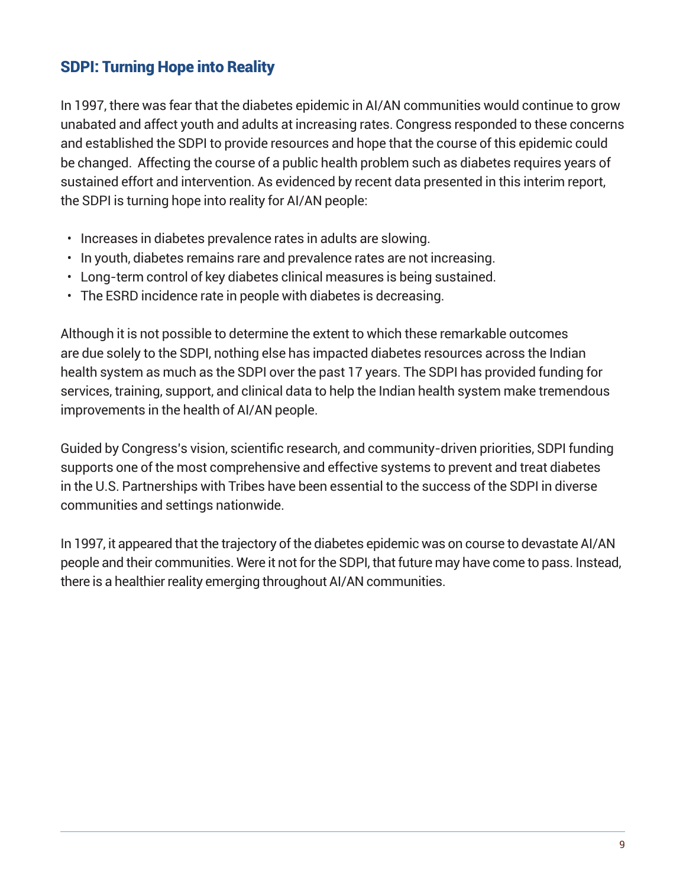## SDPI: Turning Hope into Reality

In 1997, there was fear that the diabetes epidemic in AI/AN communities would continue to grow unabated and affect youth and adults at increasing rates. Congress responded to these concerns and established the SDPI to provide resources and hope that the course of this epidemic could be changed. Affecting the course of a public health problem such as diabetes requires years of sustained effort and intervention. As evidenced by recent data presented in this interim report, the SDPI is turning hope into reality for AI/AN people:

- Increases in diabetes prevalence rates in adults are slowing.
- In youth, diabetes remains rare and prevalence rates are not increasing.
- Long-term control of key diabetes clinical measures is being sustained.
- The ESRD incidence rate in people with diabetes is decreasing.

Although it is not possible to determine the extent to which these remarkable outcomes are due solely to the SDPI, nothing else has impacted diabetes resources across the Indian health system as much as the SDPI over the past 17 years. The SDPI has provided funding for services, training, support, and clinical data to help the Indian health system make tremendous improvements in the health of AI/AN people.

Guided by Congress's vision, scientific research, and community-driven priorities, SDPI funding supports one of the most comprehensive and effective systems to prevent and treat diabetes in the U.S. Partnerships with Tribes have been essential to the success of the SDPI in diverse communities and settings nationwide.

In 1997, it appeared that the trajectory of the diabetes epidemic was on course to devastate AI/AN people and their communities. Were it not for the SDPI, that future may have come to pass. Instead, there is a healthier reality emerging throughout AI/AN communities.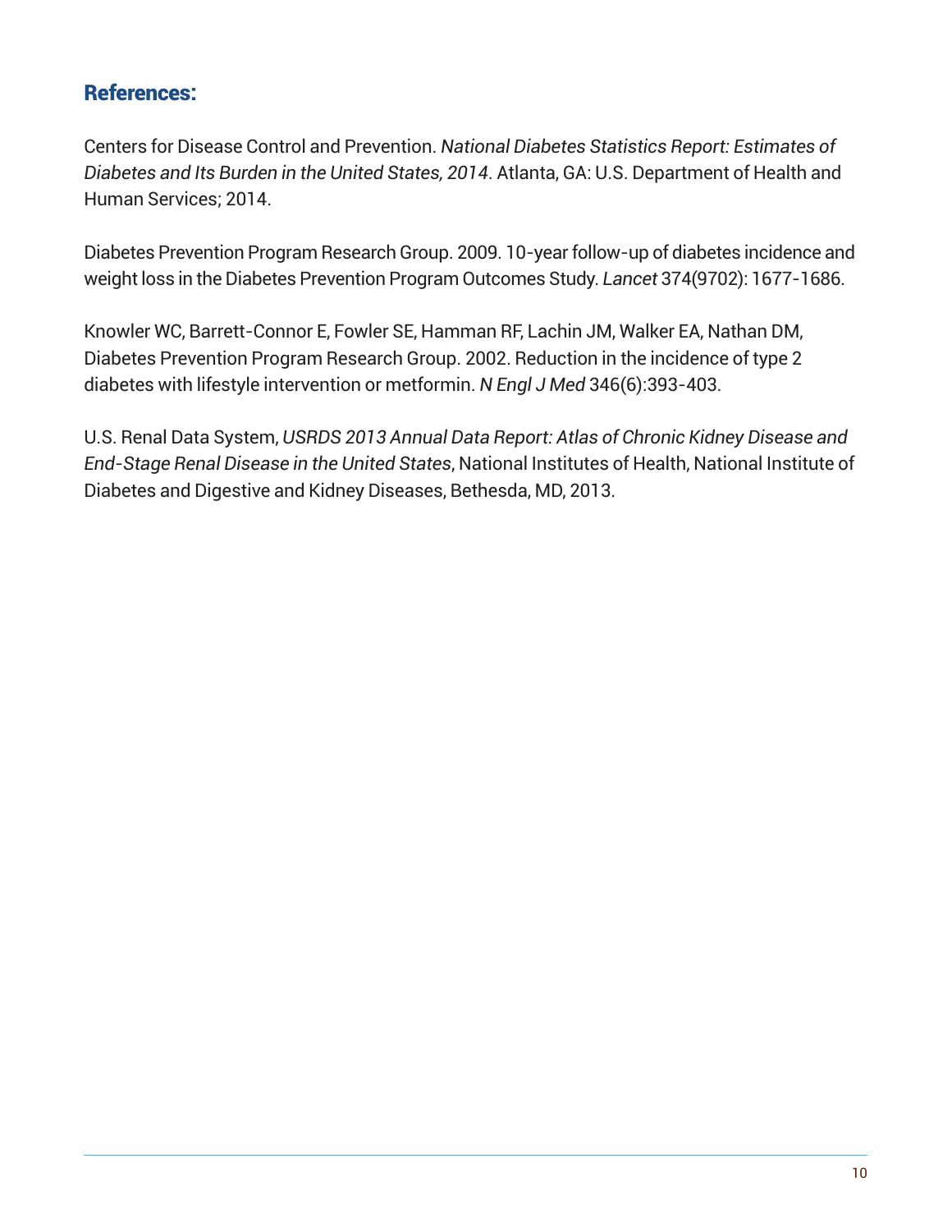## References:

Centers for Disease Control and Prevention. *National Diabetes Statistics Report: Estimates of Diabetes and Its Burden in the United States, 2014*. Atlanta, GA: U.S. Department of Health and Human Services; 2014.

Diabetes Prevention Program Research Group. 2009. 10-year follow-up of diabetes incidence and weight loss in the Diabetes Prevention Program Outcomes Study. *Lancet* 374(9702): 1677-1686.

Knowler WC, Barrett-Connor E, Fowler SE, Hamman RF, Lachin JM, Walker EA, Nathan DM, Diabetes Prevention Program Research Group. 2002. Reduction in the incidence of type 2 diabetes with lifestyle intervention or metformin. *N Engl J Med* 346(6):393-403.

U.S. Renal Data System, *USRDS 2013 Annual Data Report: Atlas of Chronic Kidney Disease and End-Stage Renal Disease in the United States*, National Institutes of Health, National Institute of Diabetes and Digestive and Kidney Diseases, Bethesda, MD, 2013.